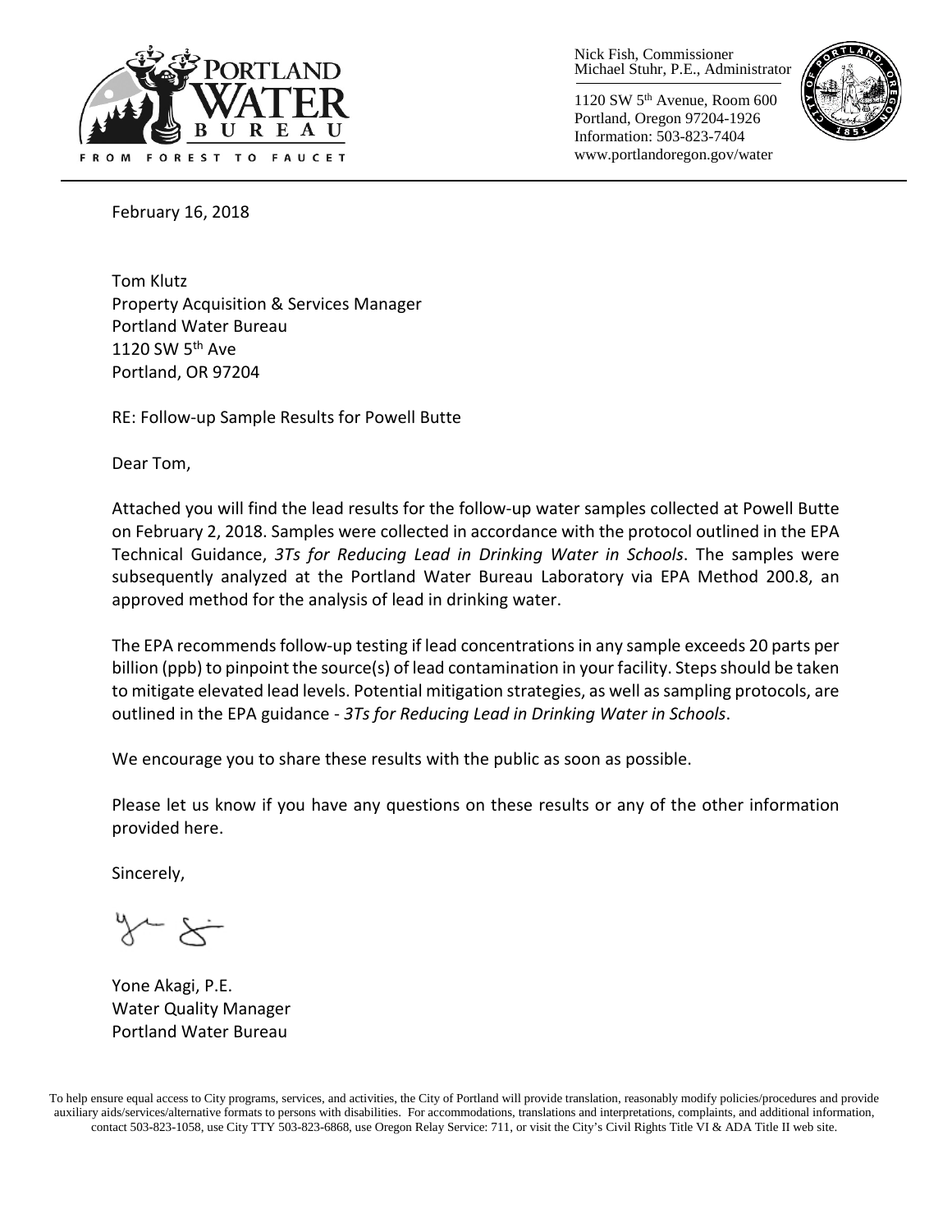Nick Fish, Commissioner
Michael Stuhr, P.E., Administrator

1120 SW 5th Avenue, Room 600
Portland, Oregon 97204-1926
Information: 503-823-7404
www.portlandoregon.gov/water

PORTLAND WATER BUREAU

FROM FOREST TO FAUCET

February 16, 2018

Tom Klutz
Property Acquisition & Services Manager
Portland Water Bureau
1120 SW 5th Ave
Portland, OR 97204

RE: Follow-up Sample Results for Powell Butte

Dear Tom,

Attached you will find the lead results for the follow-up water samples collected at Powell Butte on February 2, 2018. Samples were collected in accordance with the protocol outlined in the EPA Technical Guidance, *3Ts for Reducing Lead in Drinking Water in Schools*. The samples were subsequently analyzed at the Portland Water Bureau Laboratory via EPA Method 200.8, an approved method for the analysis of lead in drinking water.

The EPA recommends follow-up testing if lead concentrations in any sample exceeds 20 parts per billion (ppb) to pinpoint the source(s) of lead contamination in your facility. Steps should be taken to mitigate elevated lead levels. Potential mitigation strategies, as well as sampling protocols, are outlined in the EPA guidance - *3Ts for Reducing Lead in Drinking Water in Schools*.

We encourage you to share these results with the public as soon as possible.

Please let us know if you have any questions on these results or any of the other information provided here.

Sincerely,

Yone Akagi, P.E.
Water Quality Manager
Portland Water Bureau

To help ensure equal access to City programs, services, and activities, the City of Portland will provide translation, reasonably modify policies/procedures and provide auxiliary aids/services/alternative formats to persons with disabilities. For accommodations, translations and interpretations, complaints, and additional information, contact 503-823-1058, use City TTY 503-823-6868, use Oregon Relay Service: 711, or visit the City's Civil Rights Title VI & ADA Title II web site.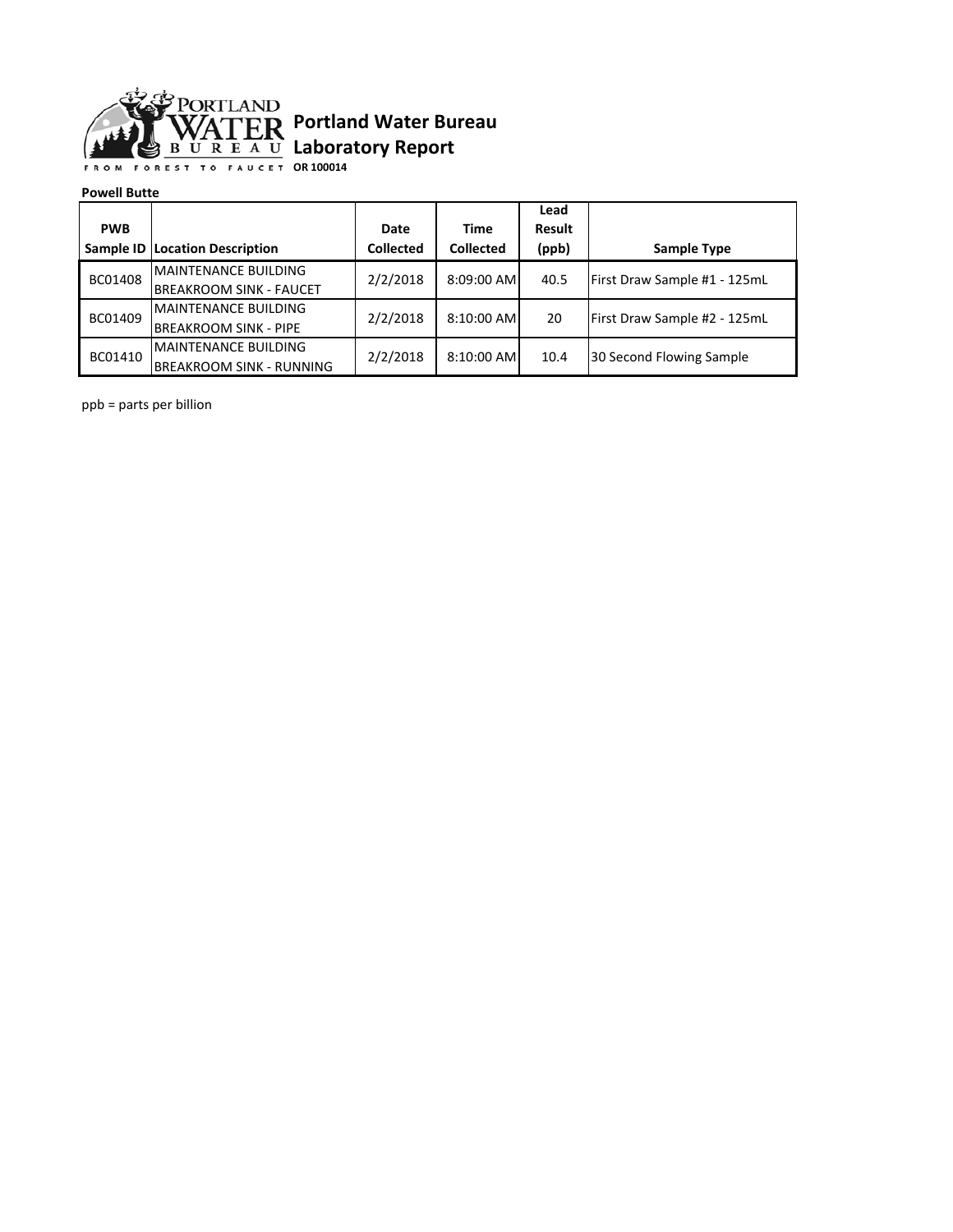# Portland Water Bureau Laboratory Report

**OR 100014**

**Powell Butte**

| PWB Sample ID | Location Description | Date Collected | Time Collected | Lead Result (ppb) | Sample Type |
|---|---|---|---|---|---|
| BC01408 | MAINTENANCE BUILDING BREAKROOM SINK - FAUCET | 2/2/2018 | 8:09:00 AM | 40.5 | First Draw Sample #1 - 125mL |
| BC01409 | MAINTENANCE BUILDING BREAKROOM SINK - PIPE | 2/2/2018 | 8:10:00 AM | 20 | First Draw Sample #2 - 125mL |
| BC01410 | MAINTENANCE BUILDING BREAKROOM SINK - RUNNING | 2/2/2018 | 8:10:00 AM | 10.4 | 30 Second Flowing Sample |

ppb = parts per billion